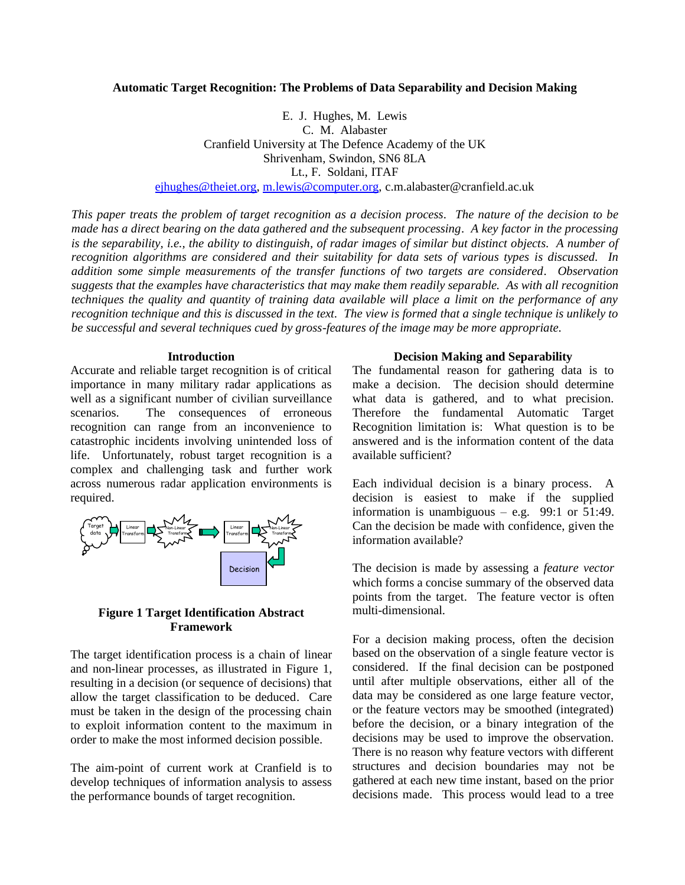# Automatic Target Recognition: The Problems of Data Separability and Decision Making

E. J. Hughes, M. Lewis
C. M. Alabaster
Cranfield University at The Defence Academy of the UK
Shrivenham, Swindon, SN6 8LA
Lt., F. Soldani, ITAF
ejhughes@theiet.org, m.lewis@computer.org, c.m.alabaster@cranfield.ac.uk

*This paper treats the problem of target recognition as a decision process. The nature of the decision to be made has a direct bearing on the data gathered and the subsequent processing. A key factor in the processing is the separability, i.e., the ability to distinguish, of radar images of similar but distinct objects. A number of recognition algorithms are considered and their suitability for data sets of various types is discussed. In addition some simple measurements of the transfer functions of two targets are considered. Observation suggests that the examples have characteristics that may make them readily separable. As with all recognition techniques the quality and quantity of training data available will place a limit on the performance of any recognition technique and this is discussed in the text. The view is formed that a single technique is unlikely to be successful and several techniques cued by gross-features of the image may be more appropriate.*

## Introduction

Accurate and reliable target recognition is of critical importance in many military radar applications as well as a significant number of civilian surveillance scenarios. The consequences of erroneous recognition can range from an inconvenience to catastrophic incidents involving unintended loss of life. Unfortunately, robust target recognition is a complex and challenging task and further work across numerous radar application environments is required.

Target data → Linear Transform → Non-Linear Transform → Linear Transform → Non-Linear Transform → Decision

**Figure 1 Target Identification Abstract Framework**

The target identification process is a chain of linear and non-linear processes, as illustrated in Figure 1, resulting in a decision (or sequence of decisions) that allow the target classification to be deduced. Care must be taken in the design of the processing chain to exploit information content to the maximum in order to make the most informed decision possible.

The aim-point of current work at Cranfield is to develop techniques of information analysis to assess the performance bounds of target recognition.

## Decision Making and Separability

The fundamental reason for gathering data is to make a decision. The decision should determine what data is gathered, and to what precision. Therefore the fundamental Automatic Target Recognition limitation is: What question is to be answered and is the information content of the data available sufficient?

Each individual decision is a binary process. A decision is easiest to make if the supplied information is unambiguous – e.g. 99:1 or 51:49. Can the decision be made with confidence, given the information available?

The decision is made by assessing a *feature vector* which forms a concise summary of the observed data points from the target. The feature vector is often multi-dimensional.

For a decision making process, often the decision based on the observation of a single feature vector is considered. If the final decision can be postponed until after multiple observations, either all of the data may be considered as one large feature vector, or the feature vectors may be smoothed (integrated) before the decision, or a binary integration of the decisions may be used to improve the observation. There is no reason why feature vectors with different structures and decision boundaries may not be gathered at each new time instant, based on the prior decisions made. This process would lead to a tree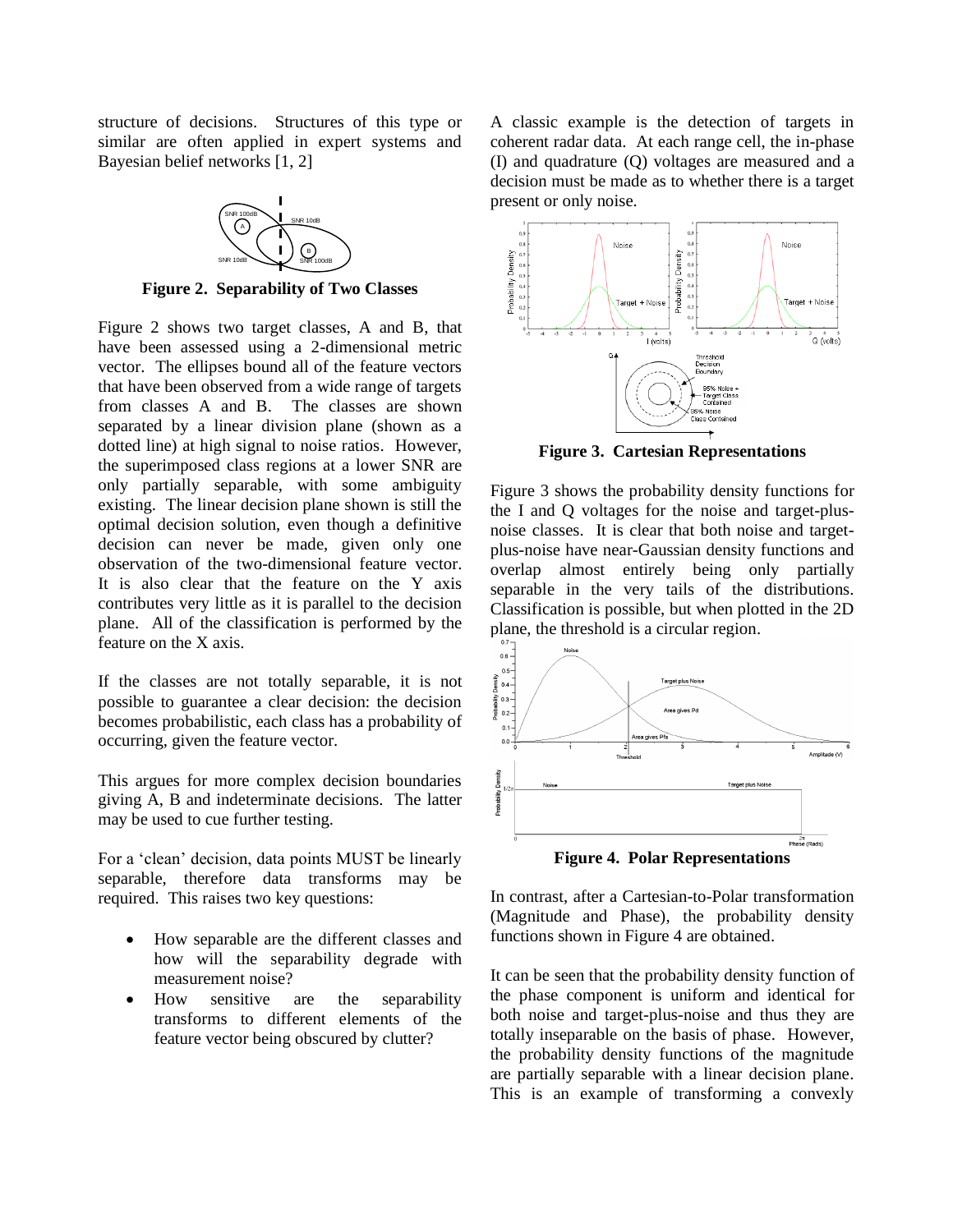structure of decisions. Structures of this type or similar are often applied in expert systems and Bayesian belief networks [1, 2]

**Figure 2. Separability of Two Classes**

Figure 2 shows two target classes, A and B, that have been assessed using a 2-dimensional metric vector. The ellipses bound all of the feature vectors that have been observed from a wide range of targets from classes A and B. The classes are shown separated by a linear division plane (shown as a dotted line) at high signal to noise ratios. However, the superimposed class regions at a lower SNR are only partially separable, with some ambiguity existing. The linear decision plane shown is still the optimal decision solution, even though a definitive decision can never be made, given only one observation of the two-dimensional feature vector. It is also clear that the feature on the Y axis contributes very little as it is parallel to the decision plane. All of the classification is performed by the feature on the X axis.

If the classes are not totally separable, it is not possible to guarantee a clear decision: the decision becomes probabilistic, each class has a probability of occurring, given the feature vector.

This argues for more complex decision boundaries giving A, B and indeterminate decisions. The latter may be used to cue further testing.

For a 'clean' decision, data points MUST be linearly separable, therefore data transforms may be required. This raises two key questions:

- How separable are the different classes and how will the separability degrade with measurement noise?
- How sensitive are the separability transforms to different elements of the feature vector being obscured by clutter?

A classic example is the detection of targets in coherent radar data. At each range cell, the in-phase (I) and quadrature (Q) voltages are measured and a decision must be made as to whether there is a target present or only noise.

**Figure 3. Cartesian Representations**

Figure 3 shows the probability density functions for the I and Q voltages for the noise and target-plus-noise classes. It is clear that both noise and target-plus-noise have near-Gaussian density functions and overlap almost entirely being only partially separable in the very tails of the distributions. Classification is possible, but when plotted in the 2D plane, the threshold is a circular region.

**Figure 4. Polar Representations**

In contrast, after a Cartesian-to-Polar transformation (Magnitude and Phase), the probability density functions shown in Figure 4 are obtained.

It can be seen that the probability density function of the phase component is uniform and identical for both noise and target-plus-noise and thus they are totally inseparable on the basis of phase. However, the probability density functions of the magnitude are partially separable with a linear decision plane. This is an example of transforming a convexly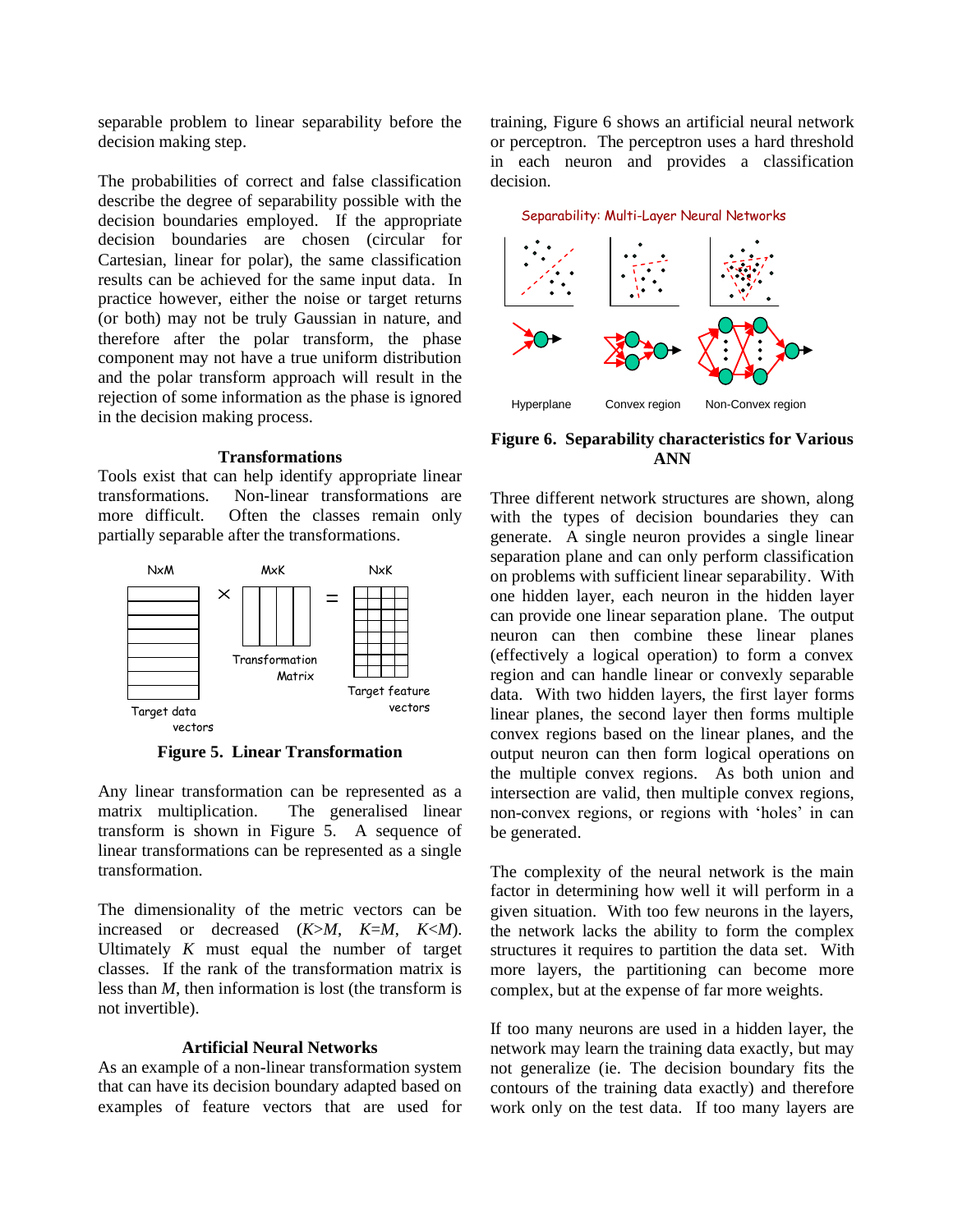separable problem to linear separability before the decision making step.

The probabilities of correct and false classification describe the degree of separability possible with the decision boundaries employed. If the appropriate decision boundaries are chosen (circular for Cartesian, linear for polar), the same classification results can be achieved for the same input data. In practice however, either the noise or target returns (or both) may not be truly Gaussian in nature, and therefore after the polar transform, the phase component may not have a true uniform distribution and the polar transform approach will result in the rejection of some information as the phase is ignored in the decision making process.

### Transformations

Tools exist that can help identify appropriate linear transformations. Non-linear transformations are more difficult. Often the classes remain only partially separable after the transformations.

**Figure 5. Linear Transformation**

Any linear transformation can be represented as a matrix multiplication. The generalised linear transform is shown in Figure 5. A sequence of linear transformations can be represented as a single transformation.

The dimensionality of the metric vectors can be increased or decreased ($K>M$, $K=M$, $K<M$). Ultimately $K$ must equal the number of target classes. If the rank of the transformation matrix is less than $M$, then information is lost (the transform is not invertible).

### Artificial Neural Networks

As an example of a non-linear transformation system that can have its decision boundary adapted based on examples of feature vectors that are used for training, Figure 6 shows an artificial neural network or perceptron. The perceptron uses a hard threshold in each neuron and provides a classification decision.

**Figure 6. Separability characteristics for Various ANN**

Three different network structures are shown, along with the types of decision boundaries they can generate. A single neuron provides a single linear separation plane and can only perform classification on problems with sufficient linear separability. With one hidden layer, each neuron in the hidden layer can provide one linear separation plane. The output neuron can then combine these linear planes (effectively a logical operation) to form a convex region and can handle linear or convexly separable data. With two hidden layers, the first layer forms linear planes, the second layer then forms multiple convex regions based on the linear planes, and the output neuron can then form logical operations on the multiple convex regions. As both union and intersection are valid, then multiple convex regions, non-convex regions, or regions with 'holes' in can be generated.

The complexity of the neural network is the main factor in determining how well it will perform in a given situation. With too few neurons in the layers, the network lacks the ability to form the complex structures it requires to partition the data set. With more layers, the partitioning can become more complex, but at the expense of far more weights.

If too many neurons are used in a hidden layer, the network may learn the training data exactly, but may not generalize (ie. The decision boundary fits the contours of the training data exactly) and therefore work only on the test data. If too many layers are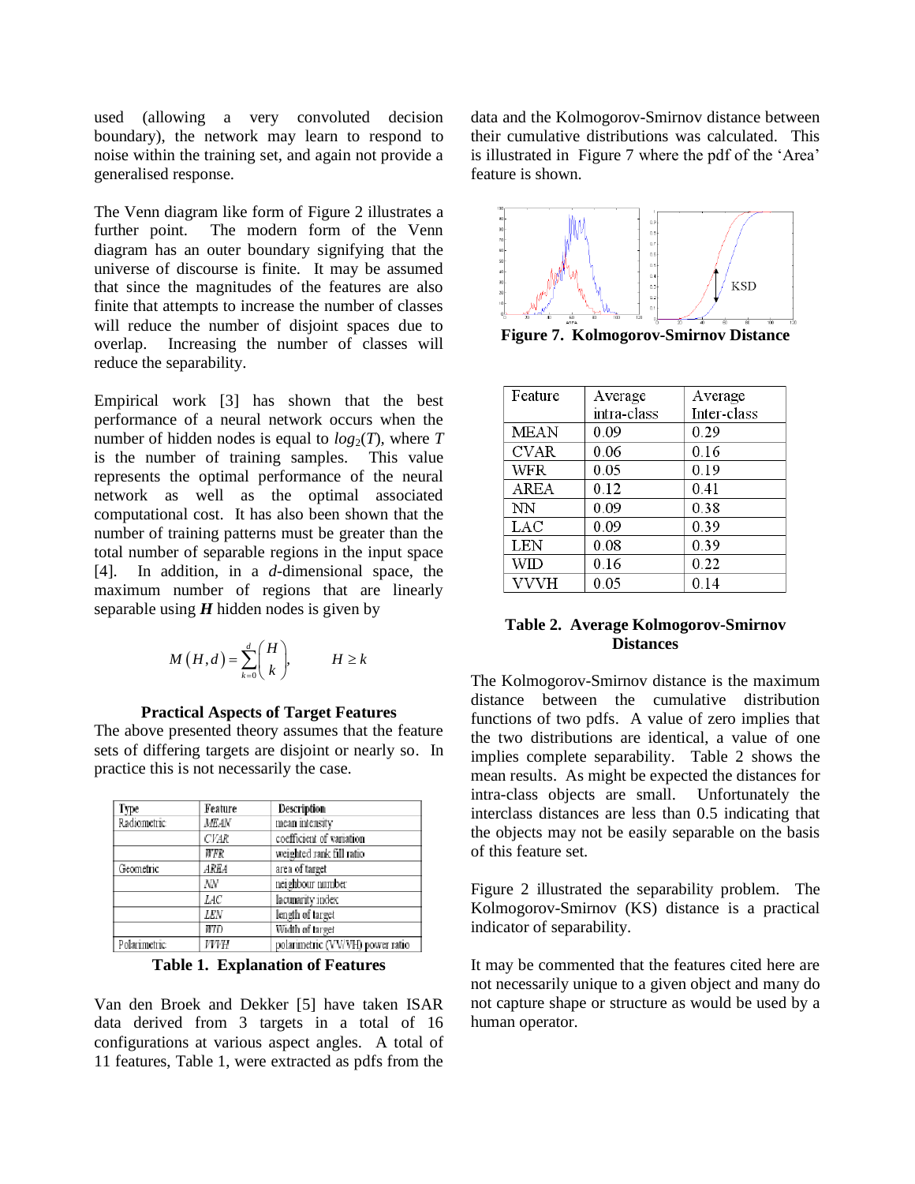used (allowing a very convoluted decision boundary), the network may learn to respond to noise within the training set, and again not provide a generalised response.

The Venn diagram like form of Figure 2 illustrates a further point. The modern form of the Venn diagram has an outer boundary signifying that the universe of discourse is finite. It may be assumed that since the magnitudes of the features are also finite that attempts to increase the number of classes will reduce the number of disjoint spaces due to overlap. Increasing the number of classes will reduce the separability.

Empirical work [3] has shown that the best performance of a neural network occurs when the number of hidden nodes is equal to $log_2(T)$, where $T$ is the number of training samples. This value represents the optimal performance of the neural network as well as the optimal associated computational cost. It has also been shown that the number of training patterns must be greater than the total number of separable regions in the input space [4]. In addition, in a $d$-dimensional space, the maximum number of regions that are linearly separable using $\boldsymbol{H}$ hidden nodes is given by

$$M(H,d) = \sum_{k=0}^{d} \binom{H}{k}, \qquad H \geq k$$

### Practical Aspects of Target Features

The above presented theory assumes that the feature sets of differing targets are disjoint or nearly so. In practice this is not necessarily the case.

| Type | Feature | Description |
|---|---|---|
| Radiometric | *MEAN* | mean intensity |
| | *CVAR* | coefficient of variation |
| | *WFR* | weighted rank fill ratio |
| Geometric | *AREA* | area of target |
| | *NN* | neighbour number |
| | *LAC* | lacunarity index |
| | *LEN* | length of target |
| | *WID* | Width of target |
| Polarimetric | *VVVH* | polarimetric (VV/VH) power ratio |

**Table 1. Explanation of Features**

Van den Broek and Dekker [5] have taken ISAR data derived from 3 targets in a total of 16 configurations at various aspect angles. A total of 11 features, Table 1, were extracted as pdfs from the data and the Kolmogorov-Smirnov distance between their cumulative distributions was calculated. This is illustrated in Figure 7 where the pdf of the 'Area' feature is shown.

**Figure 7. Kolmogorov-Smirnov Distance**

| Feature | Average intra-class | Average Inter-class |
|---|---|---|
| MEAN | 0.09 | 0.29 |
| CVAR | 0.06 | 0.16 |
| WFR | 0.05 | 0.19 |
| AREA | 0.12 | 0.41 |
| NN | 0.09 | 0.38 |
| LAC | 0.09 | 0.39 |
| LEN | 0.08 | 0.39 |
| WID | 0.16 | 0.22 |
| VVVH | 0.05 | 0.14 |

**Table 2. Average Kolmogorov-Smirnov Distances**

The Kolmogorov-Smirnov distance is the maximum distance between the cumulative distribution functions of two pdfs. A value of zero implies that the two distributions are identical, a value of one implies complete separability. Table 2 shows the mean results. As might be expected the distances for intra-class objects are small. Unfortunately the interclass distances are less than 0.5 indicating that the objects may not be easily separable on the basis of this feature set.

Figure 2 illustrated the separability problem. The Kolmogorov-Smirnov (KS) distance is a practical indicator of separability.

It may be commented that the features cited here are not necessarily unique to a given object and many do not capture shape or structure as would be used by a human operator.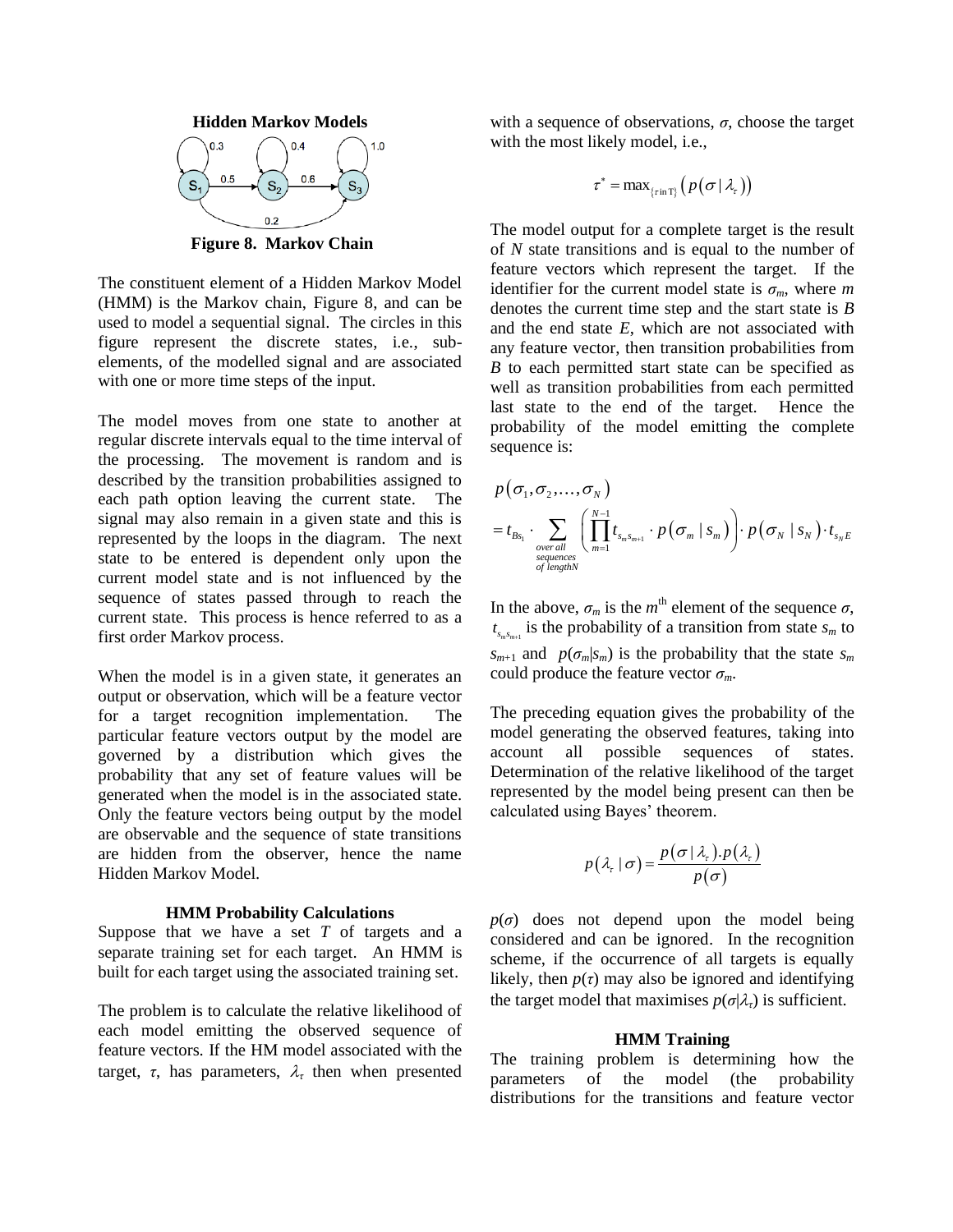### Hidden Markov Models

Figure 8. Markov Chain

The constituent element of a Hidden Markov Model (HMM) is the Markov chain, Figure 8, and can be used to model a sequential signal. The circles in this figure represent the discrete states, i.e., sub-elements, of the modelled signal and are associated with one or more time steps of the input.

The model moves from one state to another at regular discrete intervals equal to the time interval of the processing. The movement is random and is described by the transition probabilities assigned to each path option leaving the current state. The signal may also remain in a given state and this is represented by the loops in the diagram. The next state to be entered is dependent only upon the current model state and is not influenced by the sequence of states passed through to reach the current state. This process is hence referred to as a first order Markov process.

When the model is in a given state, it generates an output or observation, which will be a feature vector for a target recognition implementation. The particular feature vectors output by the model are governed by a distribution which gives the probability that any set of feature values will be generated when the model is in the associated state. Only the feature vectors being output by the model are observable and the sequence of state transitions are hidden from the observer, hence the name Hidden Markov Model.

### HMM Probability Calculations

Suppose that we have a set $T$ of targets and a separate training set for each target. An HMM is built for each target using the associated training set.

The problem is to calculate the relative likelihood of each model emitting the observed sequence of feature vectors. If the HM model associated with the target, $\tau$, has parameters, $\lambda_\tau$ then when presented with a sequence of observations, $\sigma$, choose the target with the most likely model, i.e.,

$$\tau^* = \max_{\{\tau \text{ in } T\}} \left( p(\sigma \mid \lambda_\tau) \right)$$

The model output for a complete target is the result of $N$ state transitions and is equal to the number of feature vectors which represent the target. If the identifier for the current model state is $\sigma_m$, where $m$ denotes the current time step and the start state is $B$ and the end state $E$, which are not associated with any feature vector, then transition probabilities from $B$ to each permitted start state can be specified as well as transition probabilities from each permitted last state to the end of the target. Hence the probability of the model emitting the complete sequence is:

$$p(\sigma_1, \sigma_2, \ldots, \sigma_N) = t_{Bs_1} \cdot \sum_{\substack{\text{over all} \\ \text{sequences} \\ \text{of length} N}} \left( \prod_{m=1}^{N-1} t_{s_m s_{m+1}} \cdot p(\sigma_m \mid s_m) \right) \cdot p(\sigma_N \mid s_N) \cdot t_{s_N E}$$

In the above, $\sigma_m$ is the $m^{\text{th}}$ element of the sequence $\sigma$, $t_{s_m s_{m+1}}$ is the probability of a transition from state $s_m$ to $s_{m+1}$ and $p(\sigma_m|s_m)$ is the probability that the state $s_m$ could produce the feature vector $\sigma_m$.

The preceding equation gives the probability of the model generating the observed features, taking into account all possible sequences of states. Determination of the relative likelihood of the target represented by the model being present can then be calculated using Bayes' theorem.

$$p(\lambda_\tau \mid \sigma) = \frac{p(\sigma \mid \lambda_\tau).p(\lambda_\tau)}{p(\sigma)}$$

$p(\sigma)$ does not depend upon the model being considered and can be ignored. In the recognition scheme, if the occurrence of all targets is equally likely, then $p(\tau)$ may also be ignored and identifying the target model that maximises $p(\sigma|\lambda_\tau)$ is sufficient.

### HMM Training

The training problem is determining how the parameters of the model (the probability distributions for the transitions and feature vector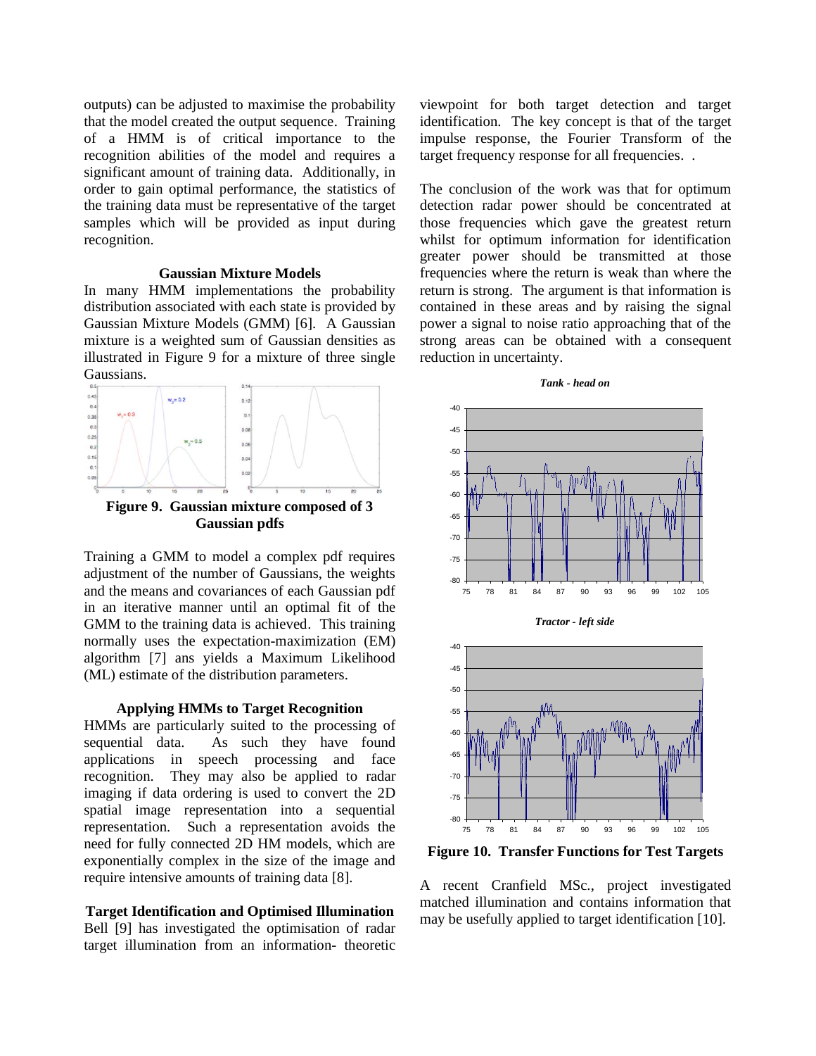outputs) can be adjusted to maximise the probability that the model created the output sequence. Training of a HMM is of critical importance to the recognition abilities of the model and requires a significant amount of training data. Additionally, in order to gain optimal performance, the statistics of the training data must be representative of the target samples which will be provided as input during recognition.

### Gaussian Mixture Models

In many HMM implementations the probability distribution associated with each state is provided by Gaussian Mixture Models (GMM) [6]. A Gaussian mixture is a weighted sum of Gaussian densities as illustrated in Figure 9 for a mixture of three single Gaussians.

**Figure 9. Gaussian mixture composed of 3 Gaussian pdfs**

Training a GMM to model a complex pdf requires adjustment of the number of Gaussians, the weights and the means and covariances of each Gaussian pdf in an iterative manner until an optimal fit of the GMM to the training data is achieved. This training normally uses the expectation-maximization (EM) algorithm [7] ans yields a Maximum Likelihood (ML) estimate of the distribution parameters.

### Applying HMMs to Target Recognition

HMMs are particularly suited to the processing of sequential data. As such they have found applications in speech processing and face recognition. They may also be applied to radar imaging if data ordering is used to convert the 2D spatial image representation into a sequential representation. Such a representation avoids the need for fully connected 2D HM models, which are exponentially complex in the size of the image and require intensive amounts of training data [8].

### Target Identification and Optimised Illumination

Bell [9] has investigated the optimisation of radar target illumination from an information- theoretic viewpoint for both target detection and target identification. The key concept is that of the target impulse response, the Fourier Transform of the target frequency response for all frequencies. .

The conclusion of the work was that for optimum detection radar power should be concentrated at those frequencies which gave the greatest return whilst for optimum information for identification greater power should be transmitted at those frequencies where the return is weak than where the return is strong. The argument is that information is contained in these areas and by raising the signal power a signal to noise ratio approaching that of the strong areas can be obtained with a consequent reduction in uncertainty.

**Figure 10. Transfer Functions for Test Targets**

A recent Cranfield MSc., project investigated matched illumination and contains information that may be usefully applied to target identification [10].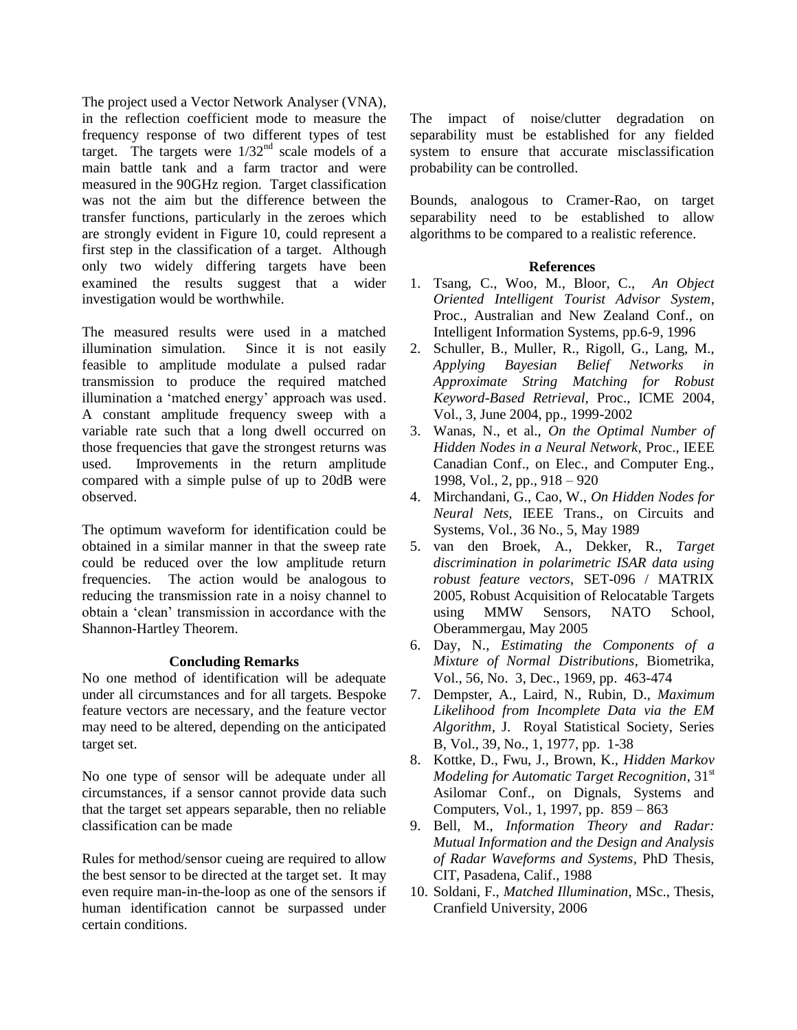The project used a Vector Network Analyser (VNA), in the reflection coefficient mode to measure the frequency response of two different types of test target. The targets were $1/32^{nd}$ scale models of a main battle tank and a farm tractor and were measured in the 90GHz region. Target classification was not the aim but the difference between the transfer functions, particularly in the zeroes which are strongly evident in Figure 10, could represent a first step in the classification of a target. Although only two widely differing targets have been examined the results suggest that a wider investigation would be worthwhile.

The measured results were used in a matched illumination simulation. Since it is not easily feasible to amplitude modulate a pulsed radar transmission to produce the required matched illumination a 'matched energy' approach was used. A constant amplitude frequency sweep with a variable rate such that a long dwell occurred on those frequencies that gave the strongest returns was used. Improvements in the return amplitude compared with a simple pulse of up to 20dB were observed.

The optimum waveform for identification could be obtained in a similar manner in that the sweep rate could be reduced over the low amplitude return frequencies. The action would be analogous to reducing the transmission rate in a noisy channel to obtain a 'clean' transmission in accordance with the Shannon-Hartley Theorem.

## Concluding Remarks

No one method of identification will be adequate under all circumstances and for all targets. Bespoke feature vectors are necessary, and the feature vector may need to be altered, depending on the anticipated target set.

No one type of sensor will be adequate under all circumstances, if a sensor cannot provide data such that the target set appears separable, then no reliable classification can be made

Rules for method/sensor cueing are required to allow the best sensor to be directed at the target set. It may even require man-in-the-loop as one of the sensors if human identification cannot be surpassed under certain conditions.

The impact of noise/clutter degradation on separability must be established for any fielded system to ensure that accurate misclassification probability can be controlled.

Bounds, analogous to Cramer-Rao, on target separability need to be established to allow algorithms to be compared to a realistic reference.

## References

1. Tsang, C., Woo, M., Bloor, C., *An Object Oriented Intelligent Tourist Advisor System*, Proc., Australian and New Zealand Conf., on Intelligent Information Systems, pp.6-9, 1996
2. Schuller, B., Muller, R., Rigoll, G., Lang, M., *Applying Bayesian Belief Networks in Approximate String Matching for Robust Keyword-Based Retrieval*, Proc., ICME 2004, Vol., 3, June 2004, pp., 1999-2002
3. Wanas, N., et al., *On the Optimal Number of Hidden Nodes in a Neural Network*, Proc., IEEE Canadian Conf., on Elec., and Computer Eng., 1998, Vol., 2, pp., 918 – 920
4. Mirchandani, G., Cao, W., *On Hidden Nodes for Neural Nets*, IEEE Trans., on Circuits and Systems, Vol., 36 No., 5, May 1989
5. van den Broek, A., Dekker, R., *Target discrimination in polarimetric ISAR data using robust feature vectors*, SET-096 / MATRIX 2005, Robust Acquisition of Relocatable Targets using MMW Sensors, NATO School, Oberammergau, May 2005
6. Day, N., *Estimating the Components of a Mixture of Normal Distributions*, Biometrika, Vol., 56, No. 3, Dec., 1969, pp. 463-474
7. Dempster, A., Laird, N., Rubin, D., *Maximum Likelihood from Incomplete Data via the EM Algorithm*, J. Royal Statistical Society, Series B, Vol., 39, No., 1, 1977, pp. 1-38
8. Kottke, D., Fwu, J., Brown, K., *Hidden Markov Modeling for Automatic Target Recognition*, 31st Asilomar Conf., on Dignals, Systems and Computers, Vol., 1, 1997, pp. 859 – 863
9. Bell, M., *Information Theory and Radar: Mutual Information and the Design and Analysis of Radar Waveforms and Systems*, PhD Thesis, CIT, Pasadena, Calif., 1988
10. Soldani, F., *Matched Illumination*, MSc., Thesis, Cranfield University, 2006